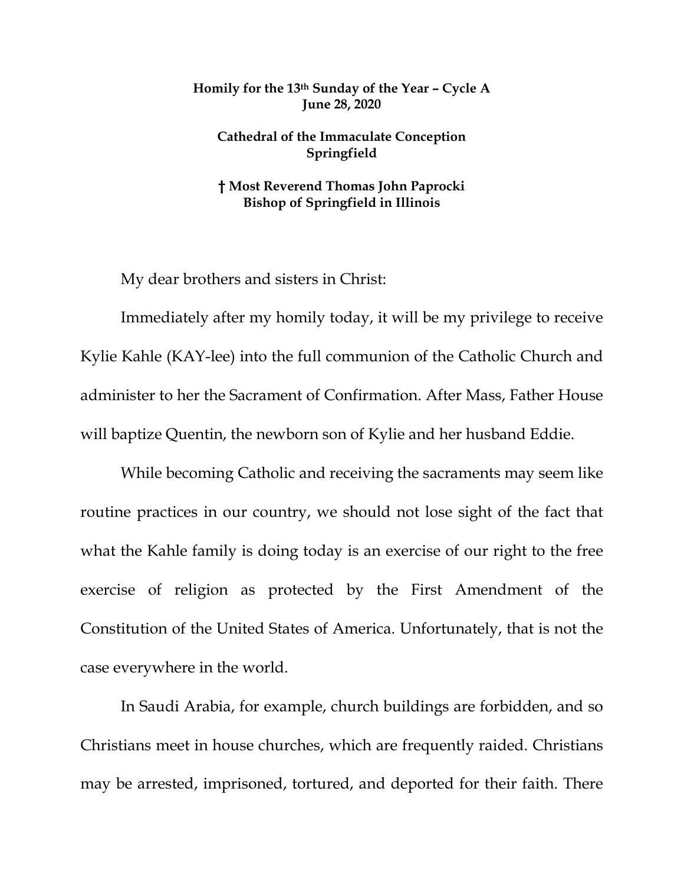**Homily for the 13th Sunday of the Year – Cycle A**
**June 28, 2020**

**Cathedral of the Immaculate Conception**
**Springfield**

**† Most Reverend Thomas John Paprocki**
**Bishop of Springfield in Illinois**

My dear brothers and sisters in Christ:

Immediately after my homily today, it will be my privilege to receive Kylie Kahle (KAY-lee) into the full communion of the Catholic Church and administer to her the Sacrament of Confirmation. After Mass, Father House will baptize Quentin, the newborn son of Kylie and her husband Eddie.

While becoming Catholic and receiving the sacraments may seem like routine practices in our country, we should not lose sight of the fact that what the Kahle family is doing today is an exercise of our right to the free exercise of religion as protected by the First Amendment of the Constitution of the United States of America. Unfortunately, that is not the case everywhere in the world.

In Saudi Arabia, for example, church buildings are forbidden, and so Christians meet in house churches, which are frequently raided. Christians may be arrested, imprisoned, tortured, and deported for their faith. There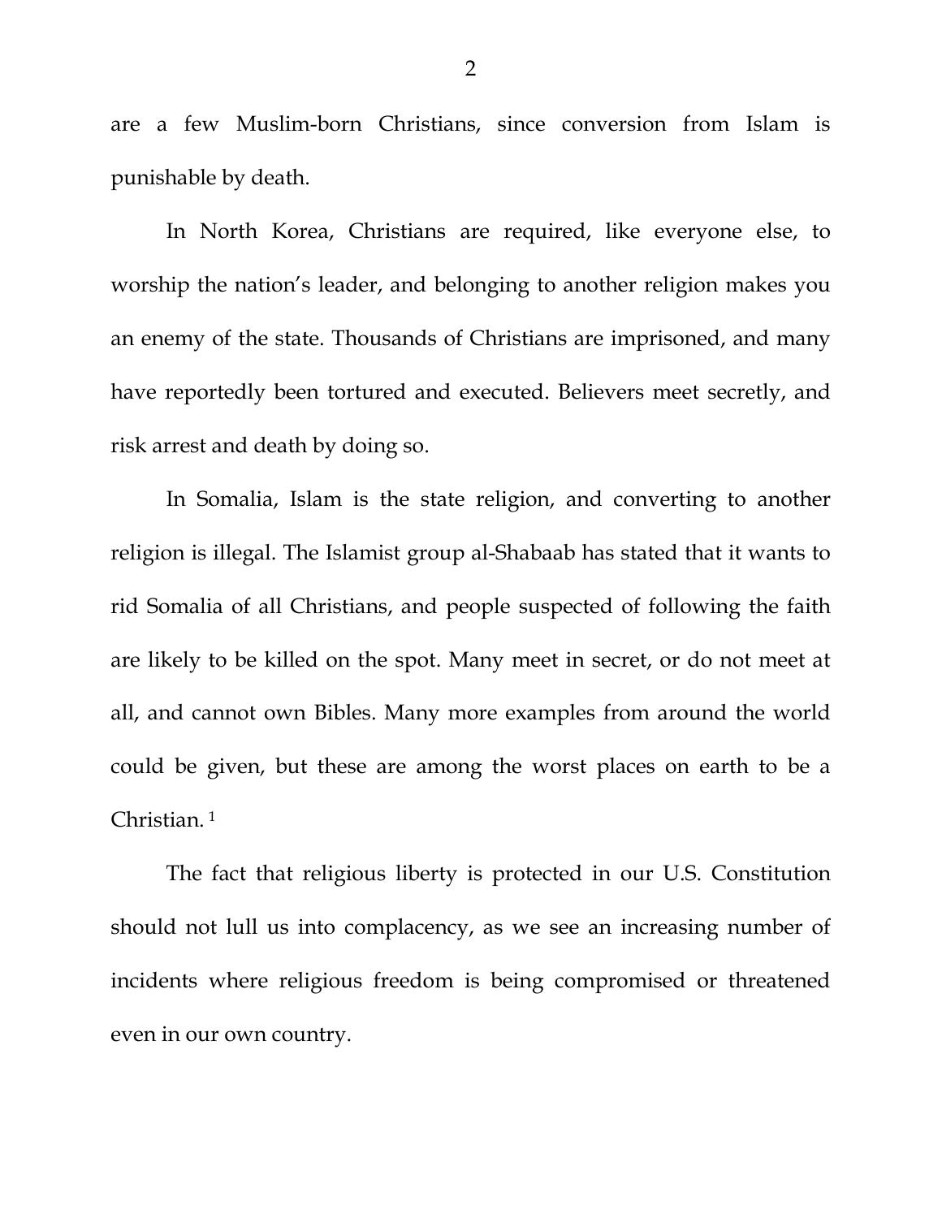are a few Muslim-born Christians, since conversion from Islam is punishable by death.

In North Korea, Christians are required, like everyone else, to worship the nation's leader, and belonging to another religion makes you an enemy of the state. Thousands of Christians are imprisoned, and many have reportedly been tortured and executed. Believers meet secretly, and risk arrest and death by doing so.

In Somalia, Islam is the state religion, and converting to another religion is illegal. The Islamist group al-Shabaab has stated that it wants to rid Somalia of all Christians, and people suspected of following the faith are likely to be killed on the spot. Many meet in secret, or do not meet at all, and cannot own Bibles. Many more examples from around the world could be given, but these are among the worst places on earth to be a Christian. [1]

The fact that religious liberty is protected in our U.S. Constitution should not lull us into complacency, as we see an increasing number of incidents where religious freedom is being compromised or threatened even in our own country.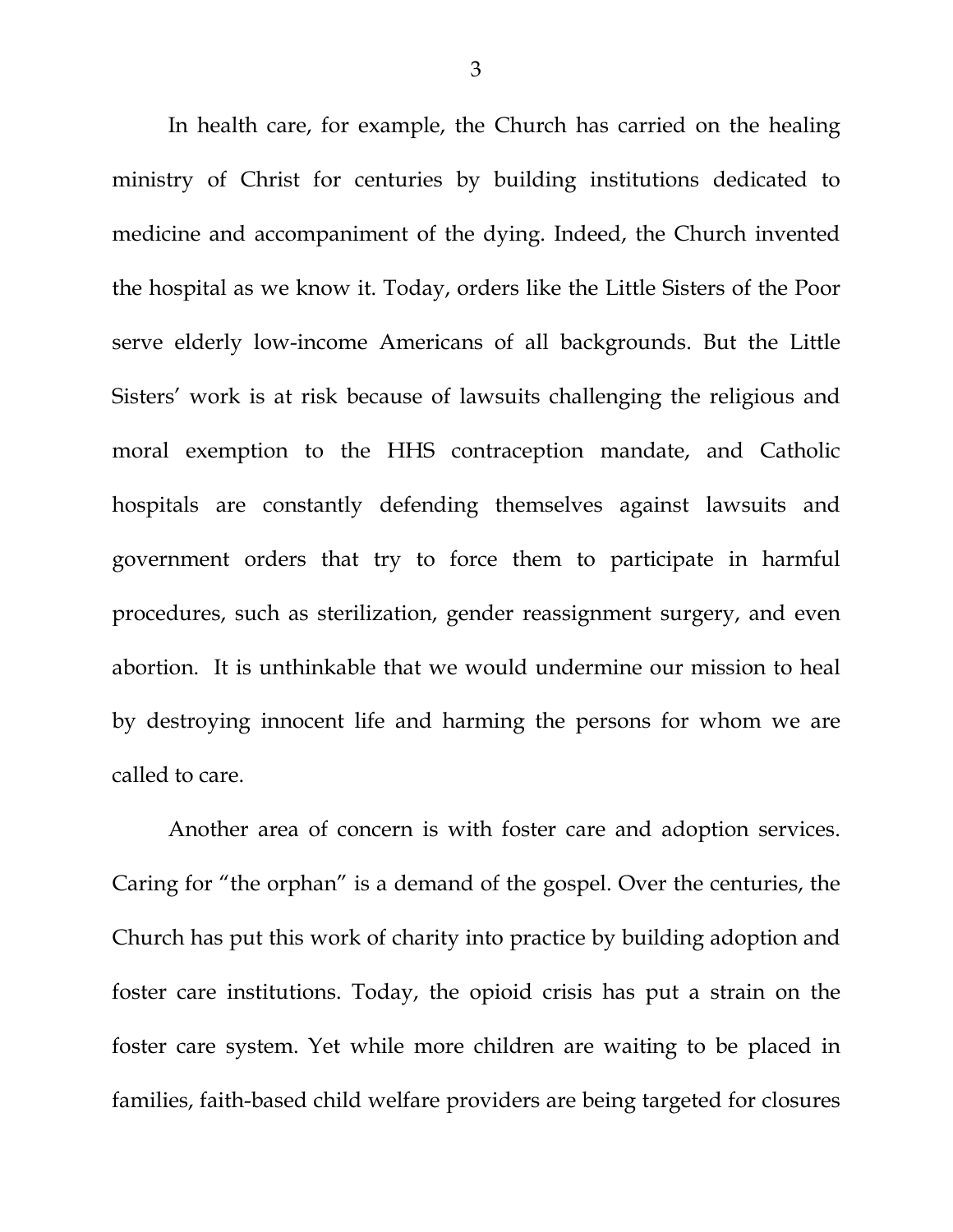In health care, for example, the Church has carried on the healing ministry of Christ for centuries by building institutions dedicated to medicine and accompaniment of the dying. Indeed, the Church invented the hospital as we know it. Today, orders like the Little Sisters of the Poor serve elderly low-income Americans of all backgrounds. But the Little Sisters' work is at risk because of lawsuits challenging the religious and moral exemption to the HHS contraception mandate, and Catholic hospitals are constantly defending themselves against lawsuits and government orders that try to force them to participate in harmful procedures, such as sterilization, gender reassignment surgery, and even abortion. It is unthinkable that we would undermine our mission to heal by destroying innocent life and harming the persons for whom we are called to care.

Another area of concern is with foster care and adoption services. Caring for "the orphan" is a demand of the gospel. Over the centuries, the Church has put this work of charity into practice by building adoption and foster care institutions. Today, the opioid crisis has put a strain on the foster care system. Yet while more children are waiting to be placed in families, faith-based child welfare providers are being targeted for closures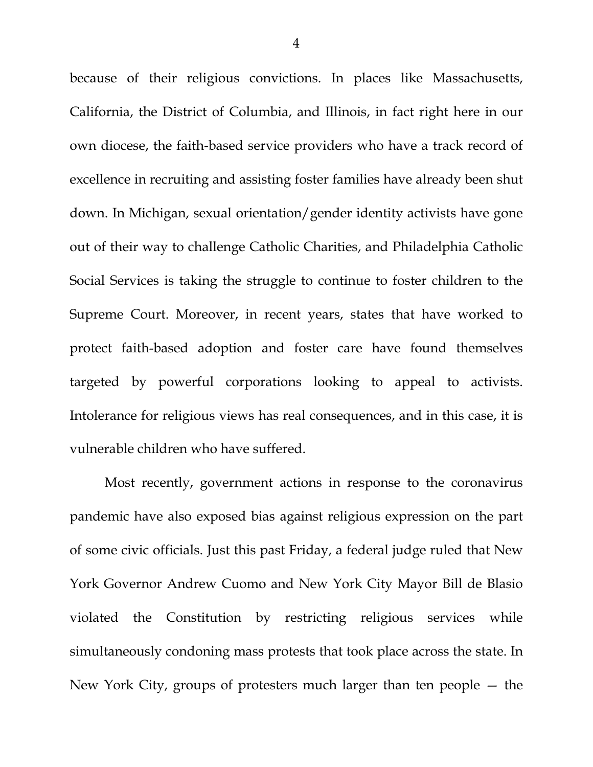because of their religious convictions. In places like Massachusetts, California, the District of Columbia, and Illinois, in fact right here in our own diocese, the faith-based service providers who have a track record of excellence in recruiting and assisting foster families have already been shut down. In Michigan, sexual orientation/gender identity activists have gone out of their way to challenge Catholic Charities, and Philadelphia Catholic Social Services is taking the struggle to continue to foster children to the Supreme Court. Moreover, in recent years, states that have worked to protect faith-based adoption and foster care have found themselves targeted by powerful corporations looking to appeal to activists. Intolerance for religious views has real consequences, and in this case, it is vulnerable children who have suffered.

Most recently, government actions in response to the coronavirus pandemic have also exposed bias against religious expression on the part of some civic officials. Just this past Friday, a federal judge ruled that New York Governor Andrew Cuomo and New York City Mayor Bill de Blasio violated the Constitution by restricting religious services while simultaneously condoning mass protests that took place across the state. In New York City, groups of protesters much larger than ten people — the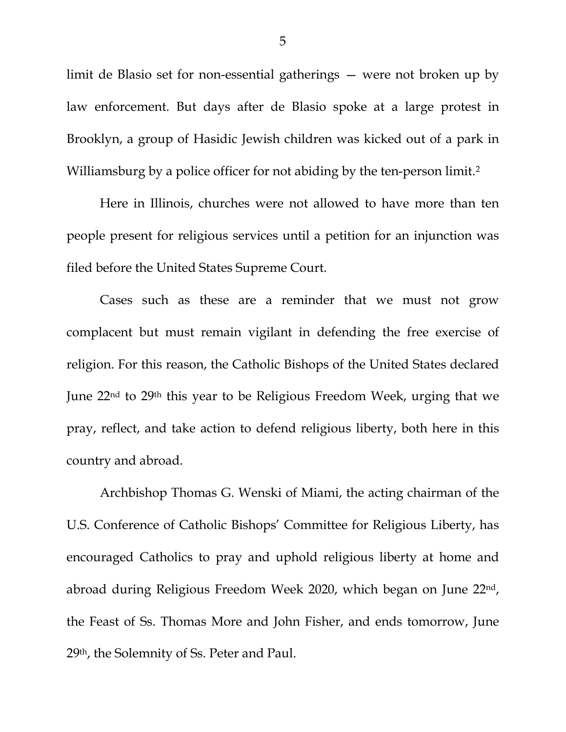limit de Blasio set for non-essential gatherings — were not broken up by law enforcement. But days after de Blasio spoke at a large protest in Brooklyn, a group of Hasidic Jewish children was kicked out of a park in Williamsburg by a police officer for not abiding by the ten-person limit.[2]

Here in Illinois, churches were not allowed to have more than ten people present for religious services until a petition for an injunction was filed before the United States Supreme Court.

Cases such as these are a reminder that we must not grow complacent but must remain vigilant in defending the free exercise of religion. For this reason, the Catholic Bishops of the United States declared June 22nd to 29th this year to be Religious Freedom Week, urging that we pray, reflect, and take action to defend religious liberty, both here in this country and abroad.

Archbishop Thomas G. Wenski of Miami, the acting chairman of the U.S. Conference of Catholic Bishops' Committee for Religious Liberty, has encouraged Catholics to pray and uphold religious liberty at home and abroad during Religious Freedom Week 2020, which began on June 22nd, the Feast of Ss. Thomas More and John Fisher, and ends tomorrow, June 29th, the Solemnity of Ss. Peter and Paul.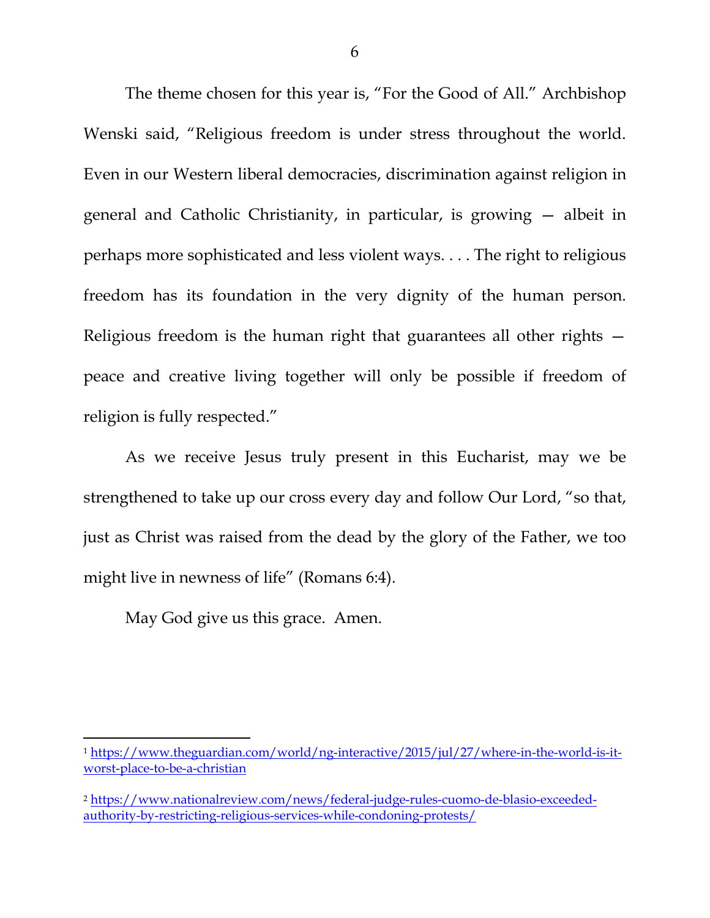The theme chosen for this year is, “For the Good of All.” Archbishop Wenski said, “Religious freedom is under stress throughout the world. Even in our Western liberal democracies, discrimination against religion in general and Catholic Christianity, in particular, is growing — albeit in perhaps more sophisticated and less violent ways. . . . The right to religious freedom has its foundation in the very dignity of the human person. Religious freedom is the human right that guarantees all other rights — peace and creative living together will only be possible if freedom of religion is fully respected.”

As we receive Jesus truly present in this Eucharist, may we be strengthened to take up our cross every day and follow Our Lord, “so that, just as Christ was raised from the dead by the glory of the Father, we too might live in newness of life” (Romans 6:4).

May God give us this grace. Amen.

---

[1] https://www.theguardian.com/world/ng-interactive/2015/jul/27/where-in-the-world-is-it-worst-place-to-be-a-christian

[2] https://www.nationalreview.com/news/federal-judge-rules-cuomo-de-blasio-exceeded-authority-by-restricting-religious-services-while-condoning-protests/